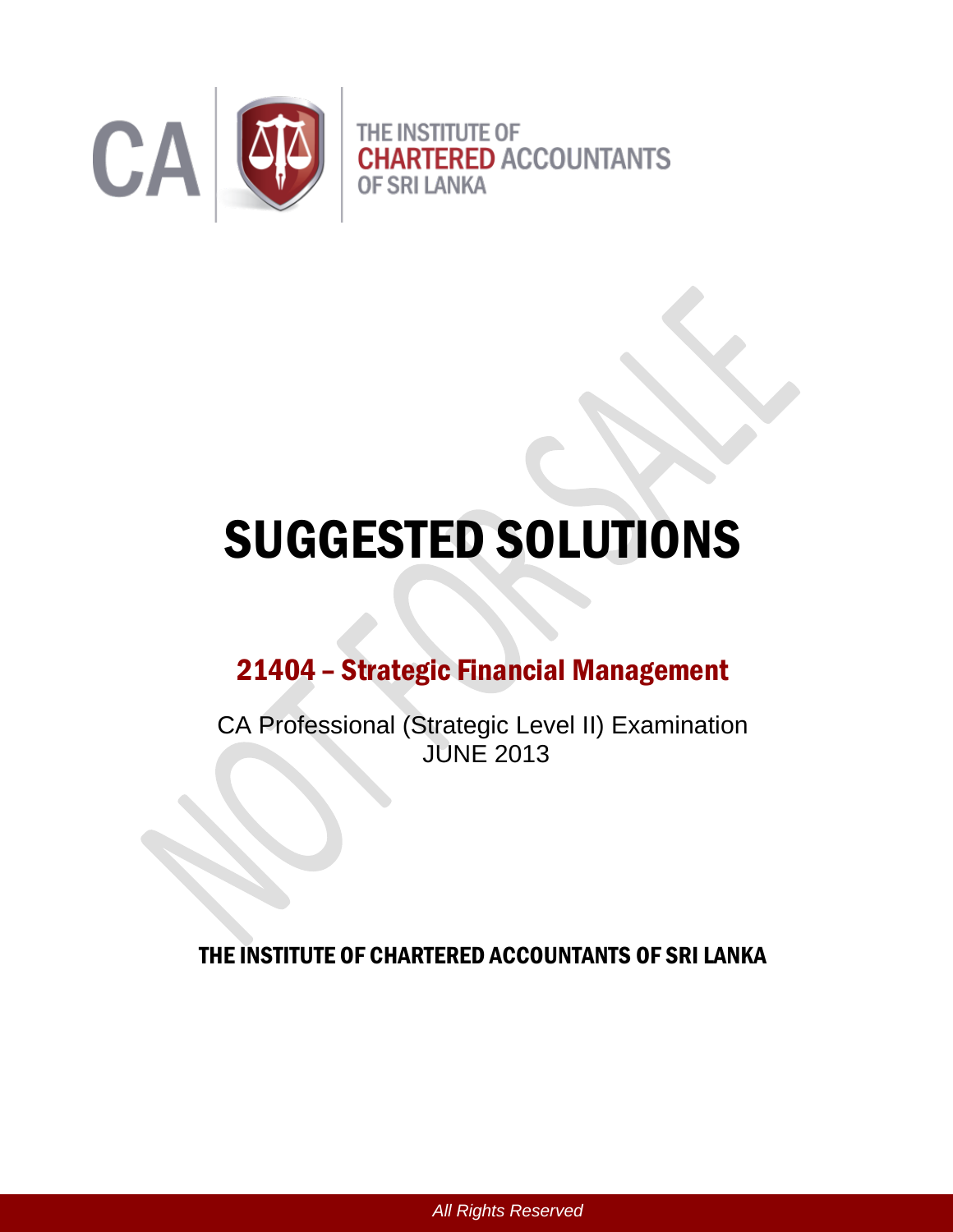THE INSTITUTE OF CHARTERED ACCOUNTANTS OF SRI LANKA

# SUGGESTED SOLUTIONS

## 21404 – Strategic Financial Management

CA Professional (Strategic Level II) Examination
JUNE 2013

**THE INSTITUTE OF CHARTERED ACCOUNTANTS OF SRI LANKA**

*All Rights Reserved*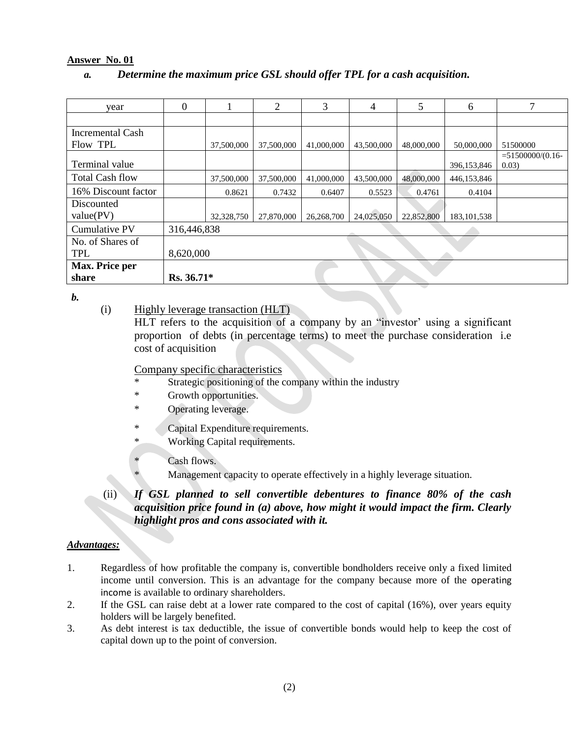**Answer No. 01**

***a. Determine the maximum price GSL should offer TPL for a cash acquisition.***

| year | 0 | 1 | 2 | 3 | 4 | 5 | 6 | 7 |
|---|---|---|---|---|---|---|---|---|
| | | | | | | | | |
| Incremental Cash Flow TPL | | 37,500,000 | 37,500,000 | 41,000,000 | 43,500,000 | 48,000,000 | 50,000,000 | 51500000 |
| Terminal value | | | | | | | 396,153,846 | =51500000/(0.16-0.03) |
| Total Cash flow | | 37,500,000 | 37,500,000 | 41,000,000 | 43,500,000 | 48,000,000 | 446,153,846 | |
| 16% Discount factor | | 0.8621 | 0.7432 | 0.6407 | 0.5523 | 0.4761 | 0.4104 | |
| Discounted value(PV) | | 32,328,750 | 27,870,000 | 26,268,700 | 24,025,050 | 22,852,800 | 183,101,538 | |
| Cumulative PV | 316,446,838 | | | | | | | |
| No. of Shares of TPL | 8,620,000 | | | | | | | |
| **Max. Price per share** | **Rs. 36.71*** | | | | | | | |

***b.***

(i) Highly leverage transaction (HLT)

HLT refers to the acquisition of a company by an "investor' using a significant proportion of debts (in percentage terms) to meet the purchase consideration i.e cost of acquisition

Company specific characteristics

* Strategic positioning of the company within the industry
* Growth opportunities.
* Operating leverage.
* Capital Expenditure requirements.
* Working Capital requirements.
* Cash flows.
* Management capacity to operate effectively in a highly leverage situation.

(ii) ***If GSL planned to sell convertible debentures to finance 80% of the cash acquisition price found in (a) above, how might it would impact the firm. Clearly highlight pros and cons associated with it.***

***Advantages:***

1. Regardless of how profitable the company is, convertible bondholders receive only a fixed limited income until conversion. This is an advantage for the company because more of the operating income is available to ordinary shareholders.
2. If the GSL can raise debt at a lower rate compared to the cost of capital (16%), over years equity holders will be largely benefited.
3. As debt interest is tax deductible, the issue of convertible bonds would help to keep the cost of capital down up to the point of conversion.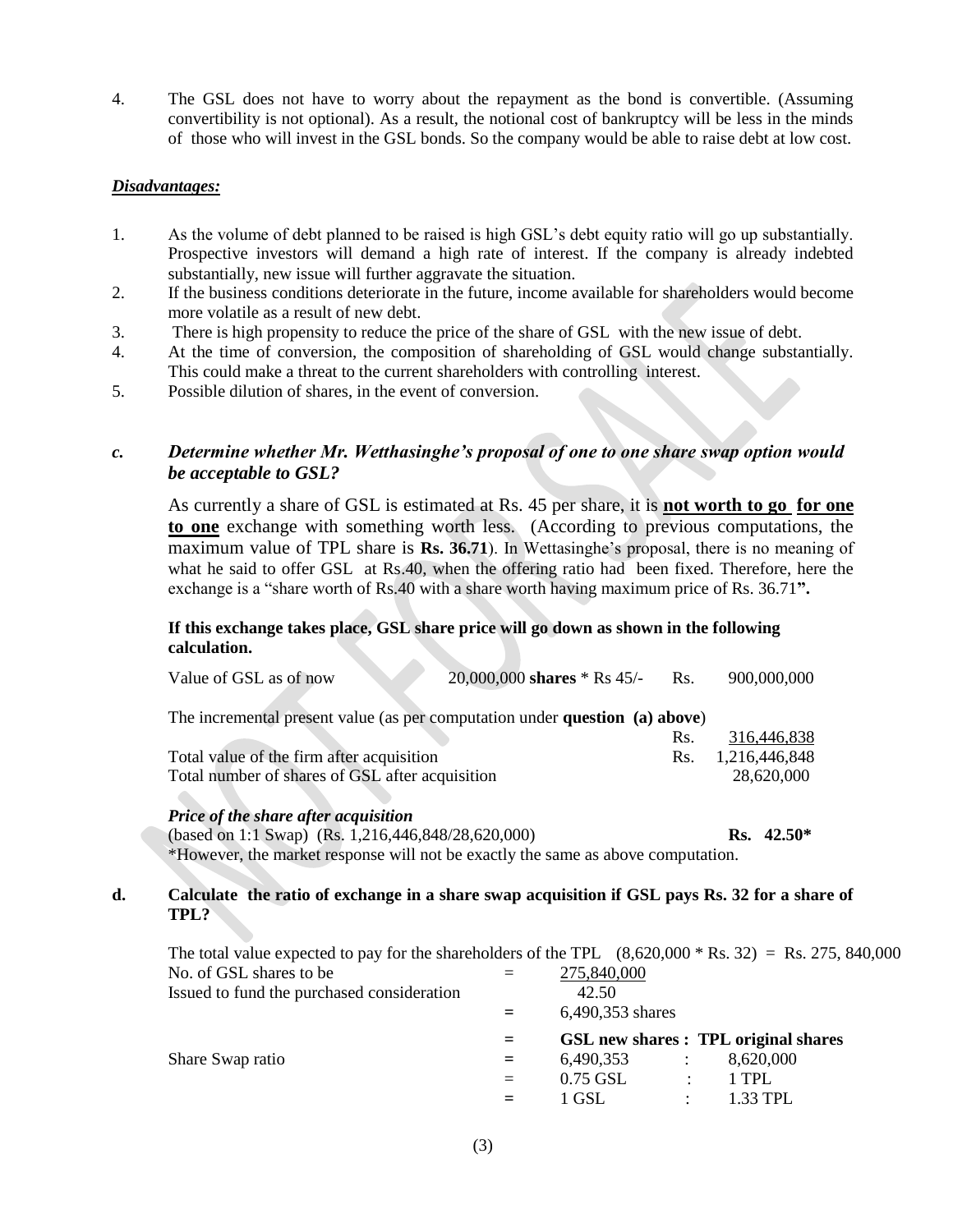4. The GSL does not have to worry about the repayment as the bond is convertible. (Assuming convertibility is not optional). As a result, the notional cost of bankruptcy will be less in the minds of those who will invest in the GSL bonds. So the company would be able to raise debt at low cost.

***Disadvantages:***

1. As the volume of debt planned to be raised is high GSL's debt equity ratio will go up substantially. Prospective investors will demand a high rate of interest. If the company is already indebted substantially, new issue will further aggravate the situation.
2. If the business conditions deteriorate in the future, income available for shareholders would become more volatile as a result of new debt.
3. There is high propensity to reduce the price of the share of GSL with the new issue of debt.
4. At the time of conversion, the composition of shareholding of GSL would change substantially. This could make a threat to the current shareholders with controlling interest.
5. Possible dilution of shares, in the event of conversion.

### *c. Determine whether Mr. Wetthasinghe's proposal of one to one share swap option would be acceptable to GSL?*

As currently a share of GSL is estimated at Rs. 45 per share, it is **not worth to go for one to one** exchange with something worth less. (According to previous computations, the maximum value of TPL share is **Rs. 36.71**). In Wettasinghe's proposal, there is no meaning of what he said to offer GSL at Rs.40, when the offering ratio had been fixed. Therefore, here the exchange is a "share worth of Rs.40 with a share worth having maximum price of Rs. 36.71**".**

**If this exchange takes place, GSL share price will go down as shown in the following calculation.**

| | | | |
|---|---|---|---|
| Value of GSL as of now | 20,000,000 **shares** * Rs 45/- | Rs. | 900,000,000 |
| The incremental present value (as per computation under **question (a) above**) | | Rs. | 316,446,838 |
| Total value of the firm after acquisition | | Rs. | 1,216,446,848 |
| Total number of shares of GSL after acquisition | | | 28,620,000 |

***Price of the share after acquisition***
(based on 1:1 Swap) (Rs. 1,216,446,848/28,620,000) **Rs. 42.50***
*However, the market response will not be exactly the same as above computation.

### d. Calculate the ratio of exchange in a share swap acquisition if GSL pays Rs. 32 for a share of TPL?

The total value expected to pay for the shareholders of the TPL (8,620,000 * Rs. 32) = Rs. 275, 840,000

| | | | | |
|---|---|---|---|---|
| No. of GSL shares to be Issued to fund the purchased consideration | = | 275,840,000 / 42.50 | | |
| | = | 6,490,353 shares | | |
| | = | **GSL new shares** | **:** | **TPL original shares** |
| Share Swap ratio | = | 6,490,353 | : | 8,620,000 |
| | = | 0.75 GSL | : | 1 TPL |
| | = | 1 GSL | : | 1.33 TPL |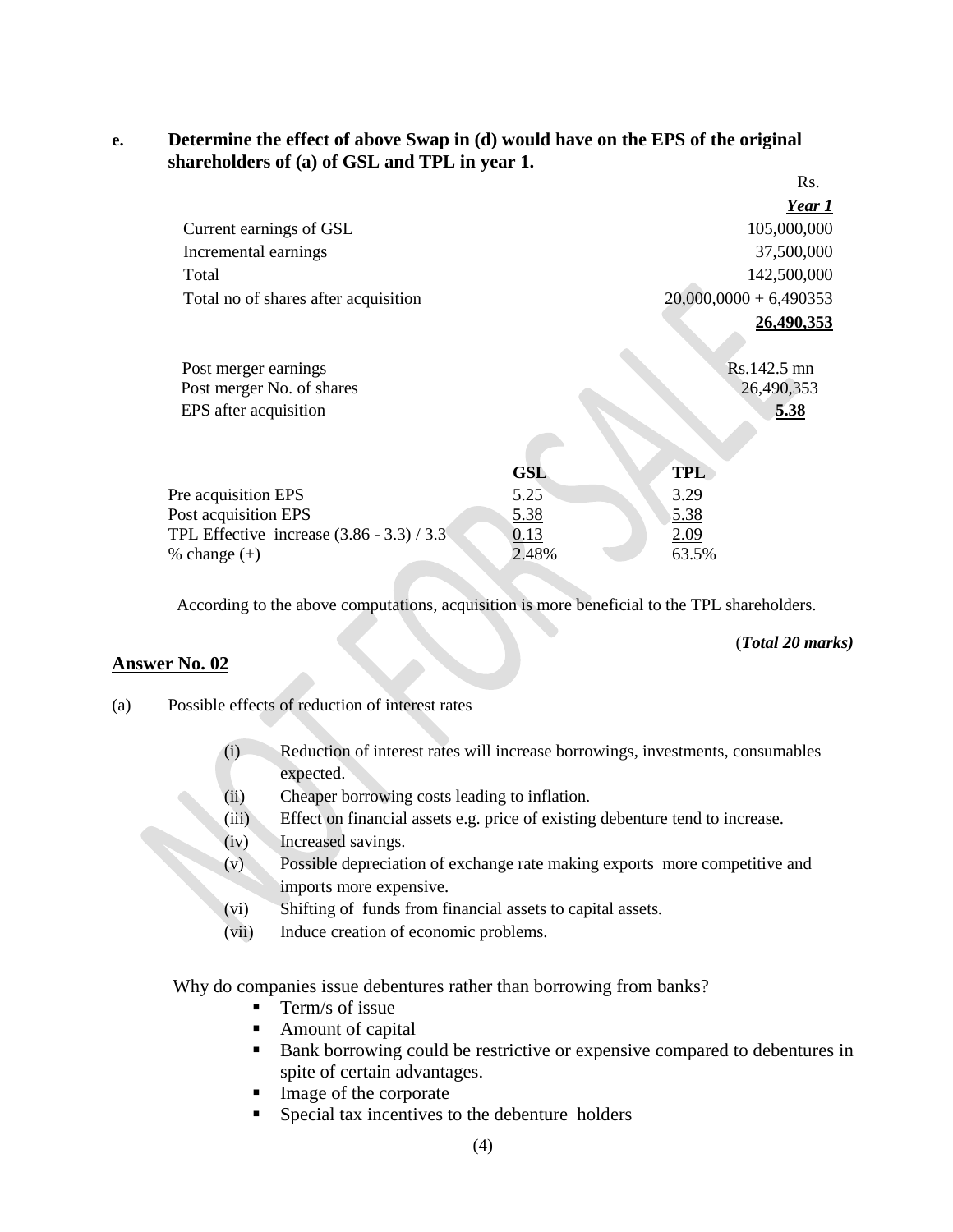**e. Determine the effect of above Swap in (d) would have on the EPS of the original shareholders of (a) of GSL and TPL in year 1.**

| | Rs. |
|---|---|
| | ***Year 1*** |
| Current earnings of GSL | 105,000,000 |
| Incremental earnings | 37,500,000 |
| Total | 142,500,000 |
| Total no of shares after acquisition | 20,000,0000 + 6,490353 |
| | **26,490,353** |

| | |
|---|---|
| Post merger earnings | Rs.142.5 mn |
| Post merger No. of shares | 26,490,353 |
| EPS after acquisition | **5.38** |

| | GSL | TPL |
|---|---|---|
| Pre acquisition EPS | 5.25 | 3.29 |
| Post acquisition EPS | 5.38 | 5.38 |
| TPL Effective increase (3.86 - 3.3) / 3.3 | 0.13 | 2.09 |
| % change (+) | 2.48% | 63.5% |

According to the above computations, acquisition is more beneficial to the TPL shareholders.

(***Total 20 marks)***

## Answer No. 02

(a) Possible effects of reduction of interest rates

- (i) Reduction of interest rates will increase borrowings, investments, consumables expected.
- (ii) Cheaper borrowing costs leading to inflation.
- (iii) Effect on financial assets e.g. price of existing debenture tend to increase.
- (iv) Increased savings.
- (v) Possible depreciation of exchange rate making exports more competitive and imports more expensive.
- (vi) Shifting of funds from financial assets to capital assets.
- (vii) Induce creation of economic problems.

Why do companies issue debentures rather than borrowing from banks?

- Term/s of issue
- Amount of capital
- Bank borrowing could be restrictive or expensive compared to debentures in spite of certain advantages.
- Image of the corporate
- Special tax incentives to the debenture holders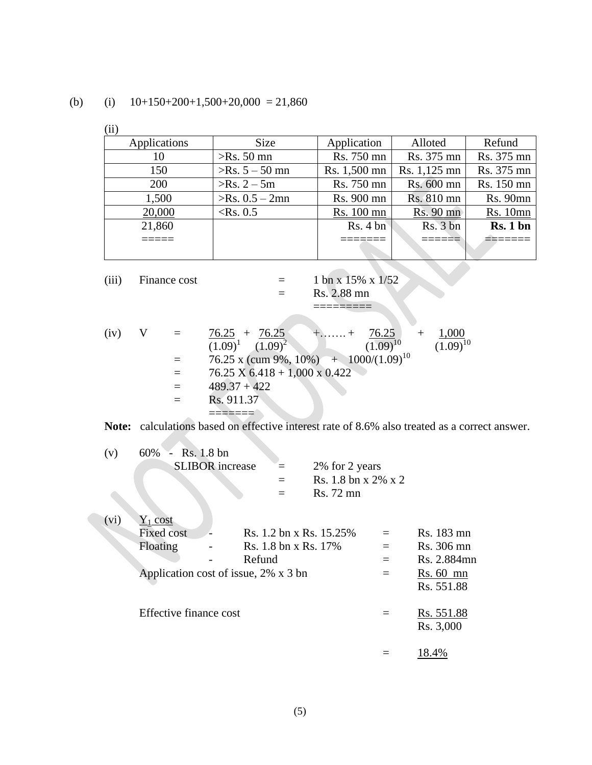(b) (i) 10+150+200+1,500+20,000 = 21,860

(ii)

| Applications | Size | Application | Alloted | Refund |
|---|---|---|---|---|
| 10 | >Rs. 50 mn | Rs. 750 mn | Rs. 375 mn | Rs. 375 mn |
| 150 | >Rs. 5 – 50 mn | Rs. 1,500 mn | Rs. 1,125 mn | Rs. 375 mn |
| 200 | >Rs. 2 – 5m | Rs. 750 mn | Rs. 600 mn | Rs. 150 mn |
| 1,500 | >Rs. 0.5 – 2mn | Rs. 900 mn | Rs. 810 mn | Rs. 90mn |
| 20,000 | <Rs. 0.5 | Rs. 100 mn | Rs. 90 mn | Rs. 10mn |
| 21,860 | | Rs. 4 bn | Rs. 3 bn | **Rs. 1 bn** |

(iii) Finance cost = 1 bn x 15% x 1/52
= Rs. 2.88 mn

(iv)

$$V = \frac{76.25}{(1.09)^1} + \frac{76.25}{(1.09)^2} + \ldots\ldots + \frac{76.25}{(1.09)^{10}} + \frac{1{,}000}{(1.09)^{10}}$$

= 76.25 x (cum 9%, 10%) + $1000/(1.09)^{10}$

= 76.25 X 6.418 + 1,000 x 0.422

= 489.37 + 422

= Rs. 911.37

**Note:** calculations based on effective interest rate of 8.6% also treated as a correct answer.

(v) 60% - Rs. 1.8 bn

SLIBOR increase = 2% for 2 years
= Rs. 1.8 bn x 2% x 2
= Rs. 72 mn

(vi) $Y_1$ cost

| | | | | |
|---|---|---|---|---|
| Fixed cost | - | Rs. 1.2 bn x Rs. 15.25% | = | Rs. 183 mn |
| Floating | - | Rs. 1.8 bn x Rs. 17% | = | Rs. 306 mn |
| | - | Refund | = | Rs. 2.884mn |
| Application cost of issue, 2% x 3 bn | | | = | Rs. 60 mn |
| | | | | Rs. 551.88 |

Effective finance cost = $\frac{\text{Rs. } 551.88}{\text{Rs. } 3{,}000}$

= 18.4%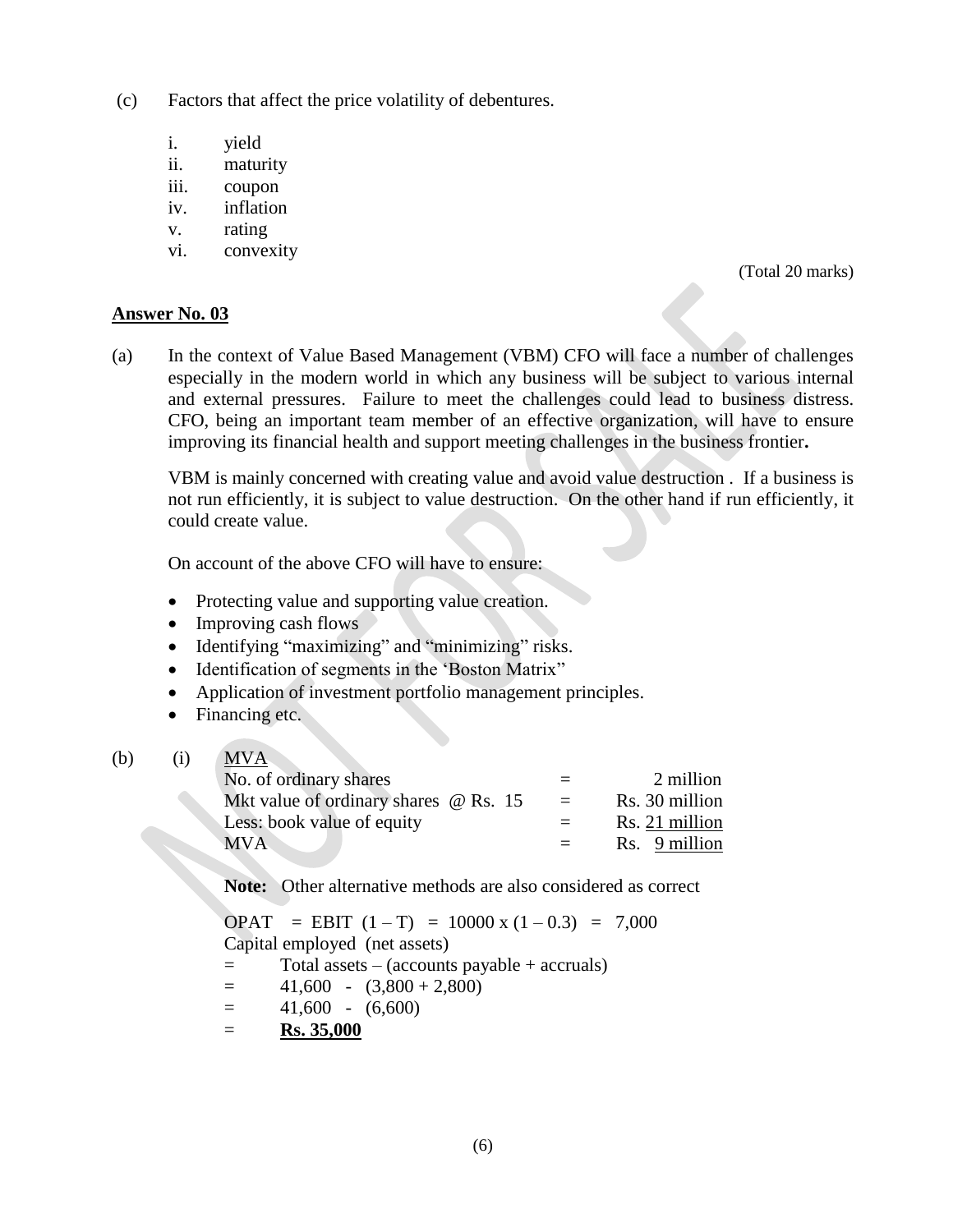(c) Factors that affect the price volatility of debentures.

i. yield
ii. maturity
iii. coupon
iv. inflation
v. rating
vi. convexity

(Total 20 marks)

**Answer No. 03**

(a) In the context of Value Based Management (VBM) CFO will face a number of challenges especially in the modern world in which any business will be subject to various internal and external pressures. Failure to meet the challenges could lead to business distress. CFO, being an important team member of an effective organization, will have to ensure improving its financial health and support meeting challenges in the business frontier**.**

VBM is mainly concerned with creating value and avoid value destruction . If a business is not run efficiently, it is subject to value destruction. On the other hand if run efficiently, it could create value.

On account of the above CFO will have to ensure:

- Protecting value and supporting value creation.
- Improving cash flows
- Identifying "maximizing" and "minimizing" risks.
- Identification of segments in the 'Boston Matrix"
- Application of investment portfolio management principles.
- Financing etc.

(b) (i) MVA

| | | |
|---|---|---|
| No. of ordinary shares | = | 2 million |
| Mkt value of ordinary shares @ Rs. 15 | = | Rs. 30 million |
| Less: book value of equity | = | Rs. 21 million |
| MVA | = | Rs. 9 million |

**Note:** Other alternative methods are also considered as correct

OPAT = EBIT $(1 - T)$ = $10000 \times (1 - 0.3)$ = 7,000

Capital employed (net assets)

= Total assets – (accounts payable + accruals)

= 41,600 - (3,800 + 2,800)

= 41,600 - (6,600)

= **Rs. 35,000**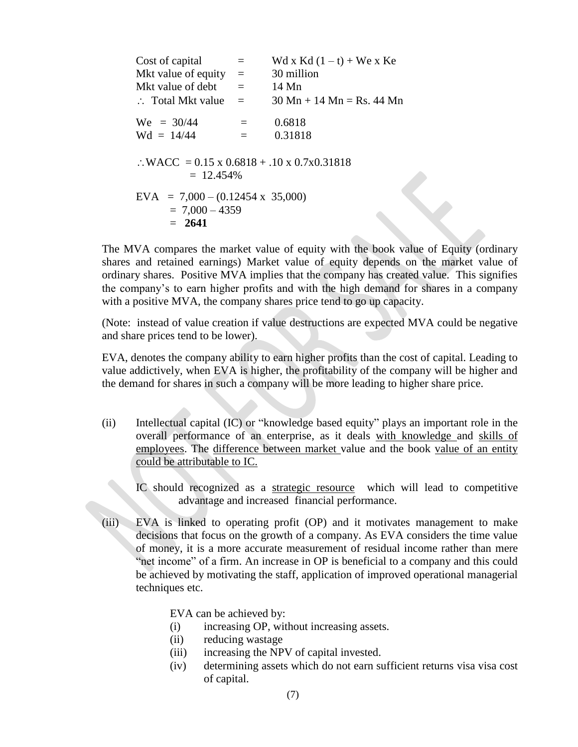Cost of capital = Wd x Kd (1 – t) + We x Ke
Mkt value of equity = 30 million
Mkt value of debt = 14 Mn
∴ Total Mkt value = 30 Mn + 14 Mn = Rs. 44 Mn

We = 30/44 = 0.6818
Wd = 14/44 = 0.31818

∴ WACC = 0.15 x 0.6818 + .10 x 0.7x0.31818
= 12.454%

EVA = 7,000 – (0.12454 x 35,000)
= 7,000 – 4359
= **2641**

The MVA compares the market value of equity with the book value of Equity (ordinary shares and retained earnings) Market value of equity depends on the market value of ordinary shares. Positive MVA implies that the company has created value. This signifies the company's to earn higher profits and with the high demand for shares in a company with a positive MVA, the company shares price tend to go up capacity.

(Note: instead of value creation if value destructions are expected MVA could be negative and share prices tend to be lower).

EVA, denotes the company ability to earn higher profits than the cost of capital. Leading to value addictively, when EVA is higher, the profitability of the company will be higher and the demand for shares in such a company will be more leading to higher share price.

(ii) Intellectual capital (IC) or "knowledge based equity" plays an important role in the overall performance of an enterprise, as it deals <u>with knowledge</u> and <u>skills of employees</u>. The <u>difference between market</u> value and the book <u>value of an entity could be attributable to IC.</u>

IC should recognized as a <u>strategic resource</u> which will lead to competitive advantage and increased financial performance.

(iii) EVA is linked to operating profit (OP) and it motivates management to make decisions that focus on the growth of a company. As EVA considers the time value of money, it is a more accurate measurement of residual income rather than mere "net income" of a firm. An increase in OP is beneficial to a company and this could be achieved by motivating the staff, application of improved operational managerial techniques etc.

EVA can be achieved by:

(i) increasing OP, without increasing assets.
(ii) reducing wastage
(iii) increasing the NPV of capital invested.
(iv) determining assets which do not earn sufficient returns visa visa cost of capital.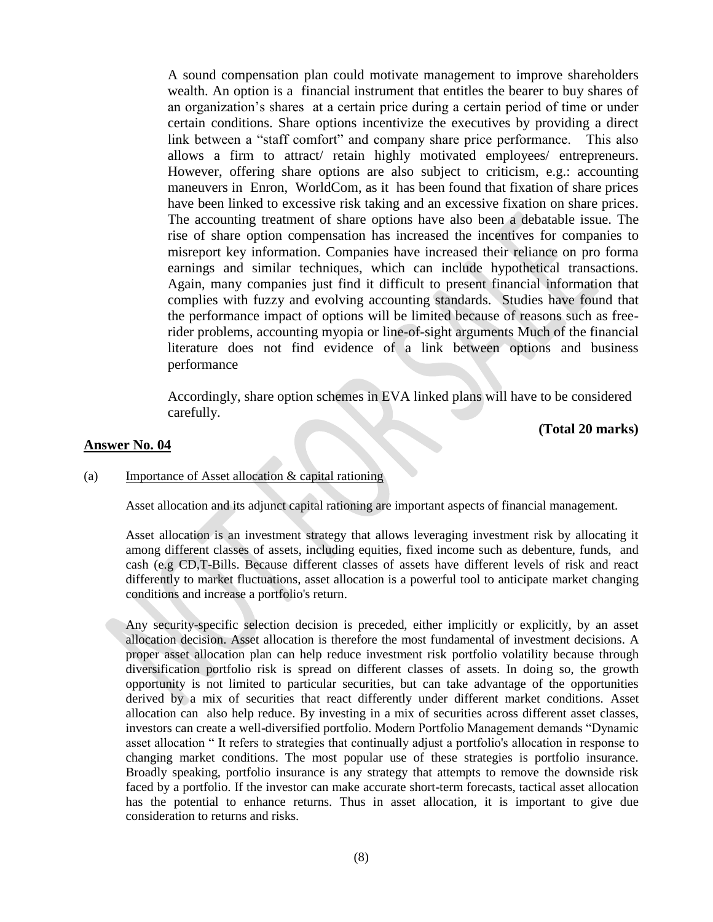A sound compensation plan could motivate management to improve shareholders wealth. An option is a financial instrument that entitles the bearer to buy shares of an organization's shares at a certain price during a certain period of time or under certain conditions. Share options incentivize the executives by providing a direct link between a "staff comfort" and company share price performance. This also allows a firm to attract/ retain highly motivated employees/ entrepreneurs. However, offering share options are also subject to criticism, e.g.: accounting maneuvers in Enron, WorldCom, as it has been found that fixation of share prices have been linked to excessive risk taking and an excessive fixation on share prices. The accounting treatment of share options have also been a debatable issue. The rise of share option compensation has increased the incentives for companies to misreport key information. Companies have increased their reliance on pro forma earnings and similar techniques, which can include hypothetical transactions. Again, many companies just find it difficult to present financial information that complies with fuzzy and evolving accounting standards. Studies have found that the performance impact of options will be limited because of reasons such as free-rider problems, accounting myopia or line-of-sight arguments Much of the financial literature does not find evidence of a link between options and business performance

Accordingly, share option schemes in EVA linked plans will have to be considered carefully.

**(Total 20 marks)**

## Answer No. 04

(a) Importance of Asset allocation & capital rationing

Asset allocation and its adjunct capital rationing are important aspects of financial management.

Asset allocation is an investment strategy that allows leveraging investment risk by allocating it among different classes of assets, including equities, fixed income such as debenture, funds, and cash (e.g CD,T-Bills. Because different classes of assets have different levels of risk and react differently to market fluctuations, asset allocation is a powerful tool to anticipate market changing conditions and increase a portfolio's return.

Any security-specific selection decision is preceded, either implicitly or explicitly, by an asset allocation decision. Asset allocation is therefore the most fundamental of investment decisions. A proper asset allocation plan can help reduce investment risk portfolio volatility because through diversification portfolio risk is spread on different classes of assets. In doing so, the growth opportunity is not limited to particular securities, but can take advantage of the opportunities derived by a mix of securities that react differently under different market conditions. Asset allocation can also help reduce. By investing in a mix of securities across different asset classes, investors can create a well-diversified portfolio. Modern Portfolio Management demands "Dynamic asset allocation " It refers to strategies that continually adjust a portfolio's allocation in response to changing market conditions. The most popular use of these strategies is portfolio insurance. Broadly speaking, portfolio insurance is any strategy that attempts to remove the downside risk faced by a portfolio. If the investor can make accurate short-term forecasts, tactical asset allocation has the potential to enhance returns. Thus in asset allocation, it is important to give due consideration to returns and risks.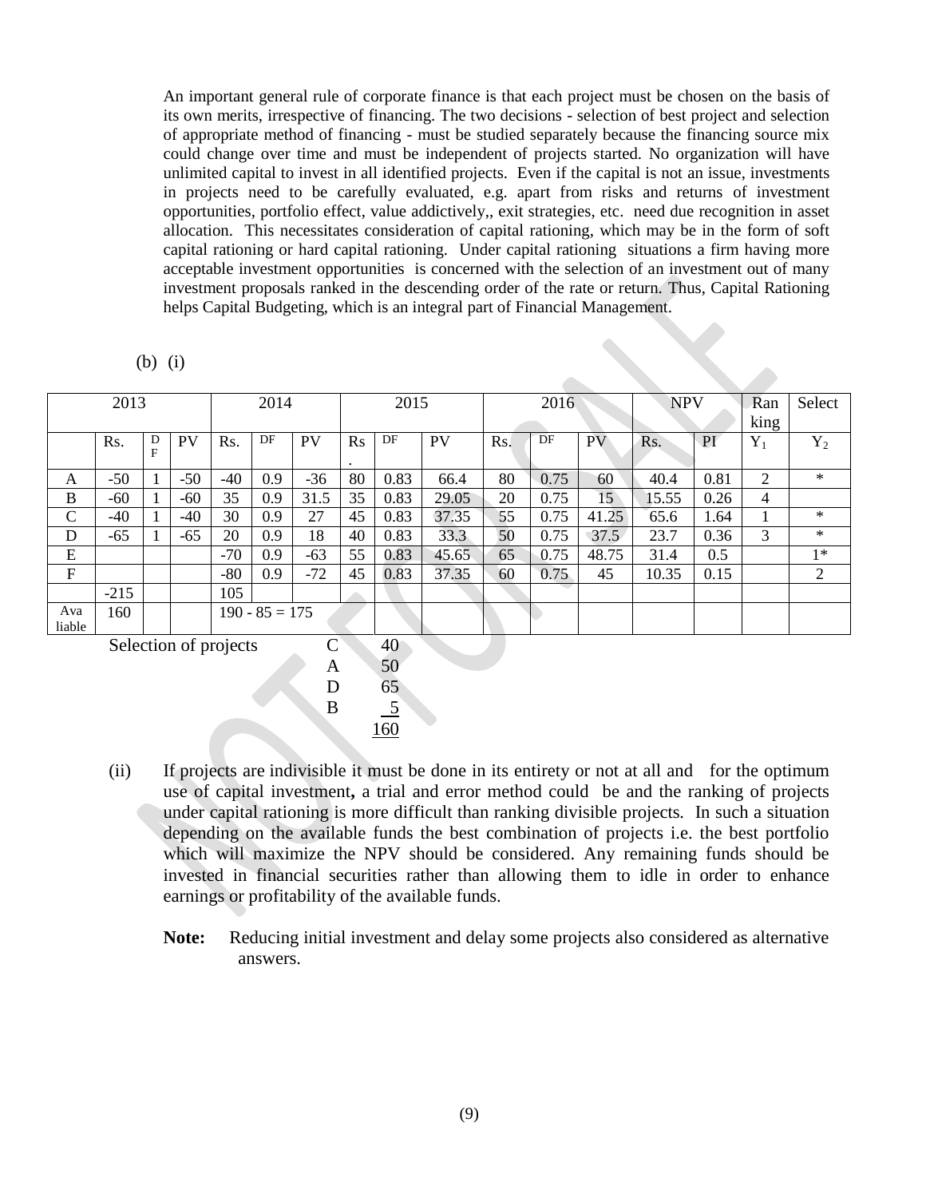An important general rule of corporate finance is that each project must be chosen on the basis of its own merits, irrespective of financing. The two decisions - selection of best project and selection of appropriate method of financing - must be studied separately because the financing source mix could change over time and must be independent of projects started. No organization will have unlimited capital to invest in all identified projects. Even if the capital is not an issue, investments in projects need to be carefully evaluated, e.g. apart from risks and returns of investment opportunities, portfolio effect, value addictively,, exit strategies, etc. need due recognition in asset allocation. This necessitates consideration of capital rationing, which may be in the form of soft capital rationing or hard capital rationing. Under capital rationing situations a firm having more acceptable investment opportunities is concerned with the selection of an investment out of many investment proposals ranked in the descending order of the rate or return. Thus, Capital Rationing helps Capital Budgeting, which is an integral part of Financial Management.

(b) (i)

| 2013 | | | | 2014 | | | 2015 | | | 2016 | | | NPV | | Ranking | Select |
|---|---|---|---|---|---|---|---|---|---|---|---|---|---|---|---|---|
| | Rs. | DF | PV | Rs. | DF | PV | Rs. | DF | PV | Rs. | DF | PV | Rs. | PI | $Y_1$ | $Y_2$ |
| A | -50 | 1 | -50 | -40 | 0.9 | -36 | 80 | 0.83 | 66.4 | 80 | 0.75 | 60 | 40.4 | 0.81 | 2 | * |
| B | -60 | 1 | -60 | 35 | 0.9 | 31.5 | 35 | 0.83 | 29.05 | 20 | 0.75 | 15 | 15.55 | 0.26 | 4 | |
| C | -40 | 1 | -40 | 30 | 0.9 | 27 | 45 | 0.83 | 37.35 | 55 | 0.75 | 41.25 | 65.6 | 1.64 | 1 | * |
| D | -65 | 1 | -65 | 20 | 0.9 | 18 | 40 | 0.83 | 33.3 | 50 | 0.75 | 37.5 | 23.7 | 0.36 | 3 | * |
| E | | | | -70 | 0.9 | -63 | 55 | 0.83 | 45.65 | 65 | 0.75 | 48.75 | 31.4 | 0.5 | | 1* |
| F | | | | -80 | 0.9 | -72 | 45 | 0.83 | 37.35 | 60 | 0.75 | 45 | 10.35 | 0.15 | | 2 |
| | -215 | | | 105 | | | | | | | | | | | | |
| Avaliable | 160 | | | 190 - 85 = 175 | | | | | | | | | | | | |

Selection of projects

| | |
|---|---|
| C | 40 |
| A | 50 |
| D | 65 |
| B | 5 |
| | 160 |

(ii) If projects are indivisible it must be done in its entirety or not at all and for the optimum use of capital investment**,** a trial and error method could be and the ranking of projects under capital rationing is more difficult than ranking divisible projects. In such a situation depending on the available funds the best combination of projects i.e. the best portfolio which will maximize the NPV should be considered. Any remaining funds should be invested in financial securities rather than allowing them to idle in order to enhance earnings or profitability of the available funds.

**Note:** Reducing initial investment and delay some projects also considered as alternative answers.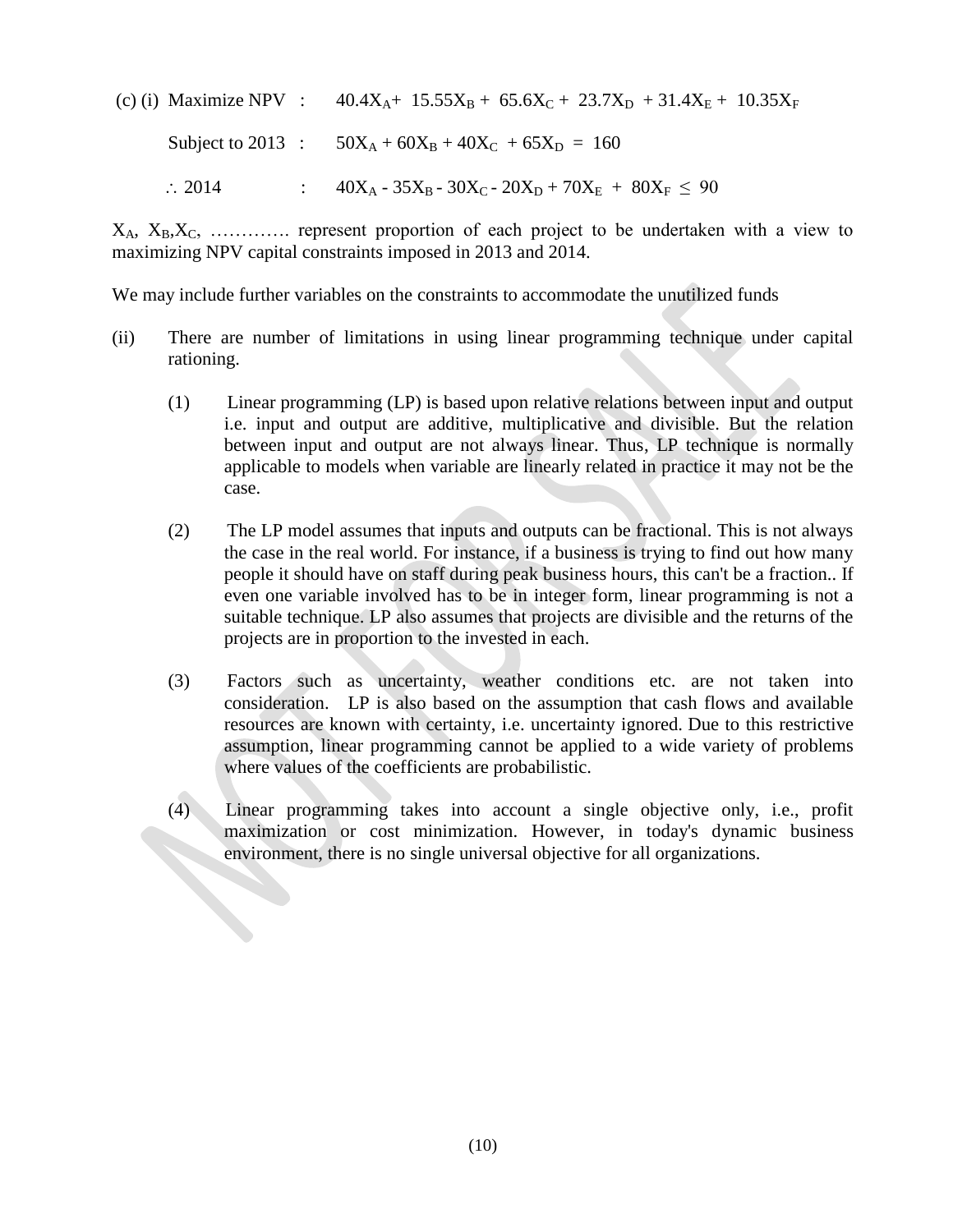(c) (i) Maximize NPV : $40.4X_A + 15.55X_B + 65.6X_C + 23.7X_D + 31.4X_E + 10.35X_F$

Subject to 2013 : $50X_A + 60X_B + 40X_C + 65X_D = 160$

$\therefore$ 2014 : $40X_A - 35X_B - 30X_C - 20X_D + 70X_E + 80X_F \leq 90$

$X_A$, $X_B$, $X_C$, …………. represent proportion of each project to be undertaken with a view to maximizing NPV capital constraints imposed in 2013 and 2014.

We may include further variables on the constraints to accommodate the unutilized funds

(ii) There are number of limitations in using linear programming technique under capital rationing.

(1) Linear programming (LP) is based upon relative relations between input and output i.e. input and output are additive, multiplicative and divisible. But the relation between input and output are not always linear. Thus, LP technique is normally applicable to models when variable are linearly related in practice it may not be the case.

(2) The LP model assumes that inputs and outputs can be fractional. This is not always the case in the real world. For instance, if a business is trying to find out how many people it should have on staff during peak business hours, this can't be a fraction.. If even one variable involved has to be in integer form, linear programming is not a suitable technique. LP also assumes that projects are divisible and the returns of the projects are in proportion to the invested in each.

(3) Factors such as uncertainty, weather conditions etc. are not taken into consideration. LP is also based on the assumption that cash flows and available resources are known with certainty, i.e. uncertainty ignored. Due to this restrictive assumption, linear programming cannot be applied to a wide variety of problems where values of the coefficients are probabilistic.

(4) Linear programming takes into account a single objective only, i.e., profit maximization or cost minimization. However, in today's dynamic business environment, there is no single universal objective for all organizations.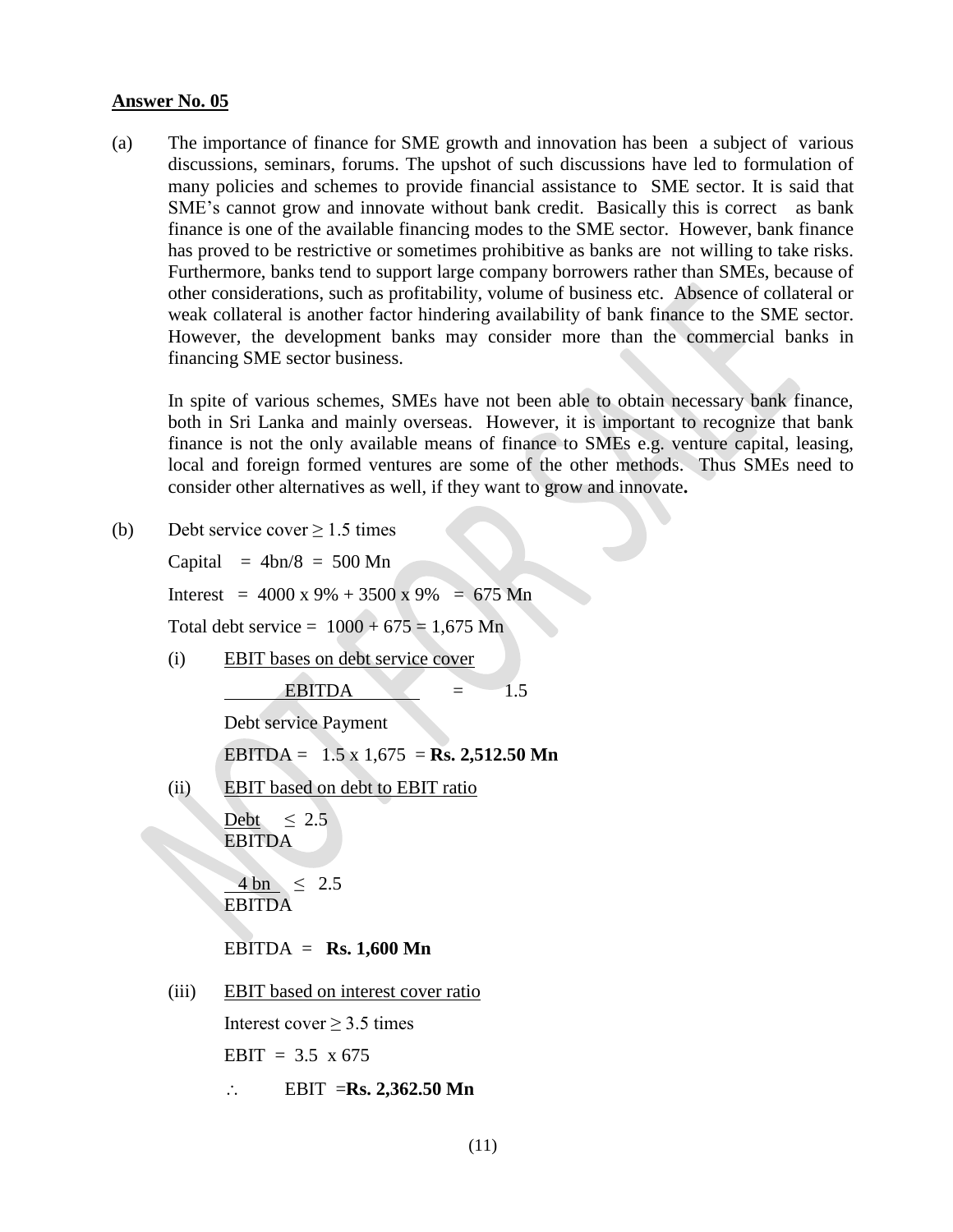**Answer No. 05**

(a) The importance of finance for SME growth and innovation has been a subject of various discussions, seminars, forums. The upshot of such discussions have led to formulation of many policies and schemes to provide financial assistance to SME sector. It is said that SME's cannot grow and innovate without bank credit. Basically this is correct as bank finance is one of the available financing modes to the SME sector. However, bank finance has proved to be restrictive or sometimes prohibitive as banks are not willing to take risks. Furthermore, banks tend to support large company borrowers rather than SMEs, because of other considerations, such as profitability, volume of business etc. Absence of collateral or weak collateral is another factor hindering availability of bank finance to the SME sector. However, the development banks may consider more than the commercial banks in financing SME sector business.

In spite of various schemes, SMEs have not been able to obtain necessary bank finance, both in Sri Lanka and mainly overseas. However, it is important to recognize that bank finance is not the only available means of finance to SMEs e.g. venture capital, leasing, local and foreign formed ventures are some of the other methods. Thus SMEs need to consider other alternatives as well, if they want to grow and innovate**.**

(b) Debt service cover $\geq$ 1.5 times

Capital = 4bn/8 = 500 Mn

Interest = 4000 x 9% + 3500 x 9% = 675 Mn

Total debt service = 1000 + 675 = 1,675 Mn

(i) EBIT bases on debt service cover

$$\frac{\text{EBITDA}}{\text{Debt service Payment}} = 1.5$$

EBITDA = 1.5 x 1,675 = **Rs. 2,512.50 Mn**

(ii) EBIT based on debt to EBIT ratio

$$\frac{\text{Debt}}{\text{EBITDA}} \leq 2.5$$

$$\frac{4\text{ bn}}{\text{EBITDA}} \leq 2.5$$

EBITDA = **Rs. 1,600 Mn**

(iii) EBIT based on interest cover ratio

Interest cover $\geq$ 3.5 times

EBIT = 3.5 x 675

$\therefore$ EBIT =**Rs. 2,362.50 Mn**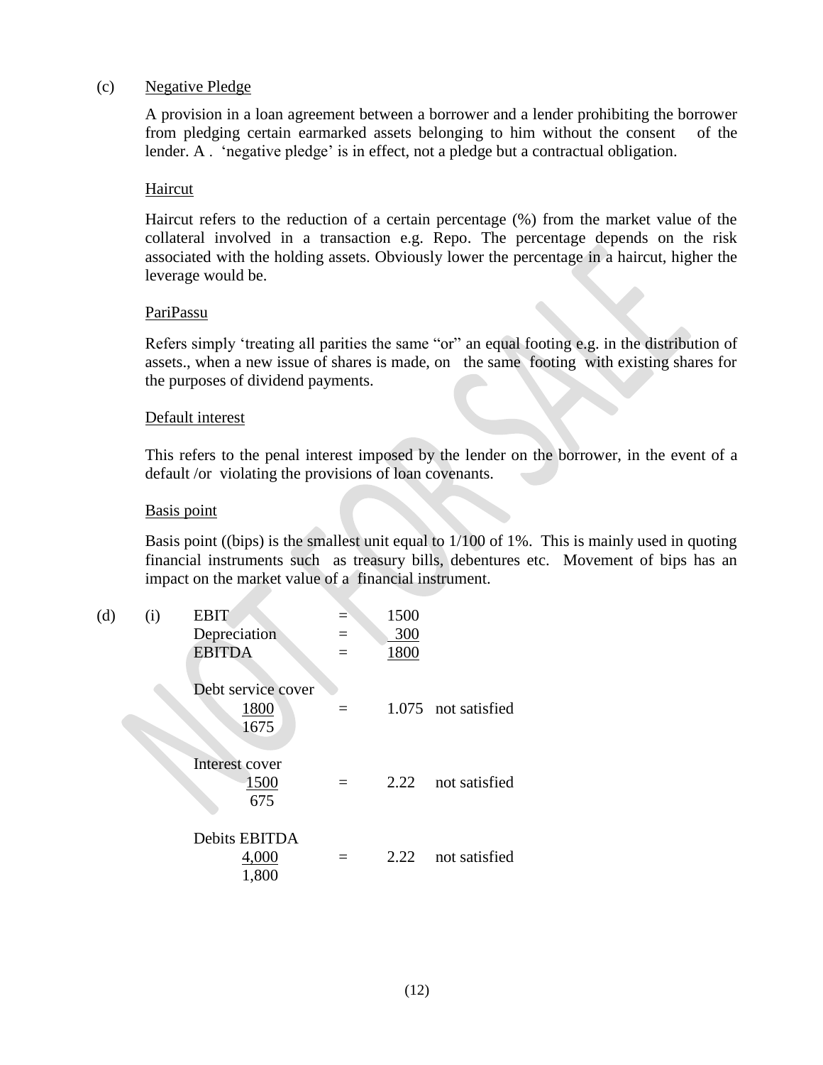(c) <u>Negative Pledge</u>

A provision in a loan agreement between a borrower and a lender prohibiting the borrower from pledging certain earmarked assets belonging to him without the consent of the lender. A . 'negative pledge' is in effect, not a pledge but a contractual obligation.

<u>Haircut</u>

Haircut refers to the reduction of a certain percentage (%) from the market value of the collateral involved in a transaction e.g. Repo. The percentage depends on the risk associated with the holding assets. Obviously lower the percentage in a haircut, higher the leverage would be.

<u>PariPassu</u>

Refers simply 'treating all parities the same "or" an equal footing e.g. in the distribution of assets., when a new issue of shares is made, on the same footing with existing shares for the purposes of dividend payments.

<u>Default interest</u>

This refers to the penal interest imposed by the lender on the borrower, in the event of a default /or violating the provisions of loan covenants.

<u>Basis point</u>

Basis point ((bips) is the smallest unit equal to 1/100 of 1%. This is mainly used in quoting financial instruments such as treasury bills, debentures etc. Movement of bips has an impact on the market value of a financial instrument.

(d) (i)

| | | | |
|---|---|---|---|
| EBIT | = | 1500 | |
| Depreciation | = | 300 | |
| EBITDA | = | 1800 | |

Debt service cover

$$\frac{1800}{1675} = 1.075 \quad \text{not satisfied}$$

Interest cover

$$\frac{1500}{675} = 2.22 \quad \text{not satisfied}$$

Debits EBITDA

$$\frac{4{,}000}{1{,}800} = 2.22 \quad \text{not satisfied}$$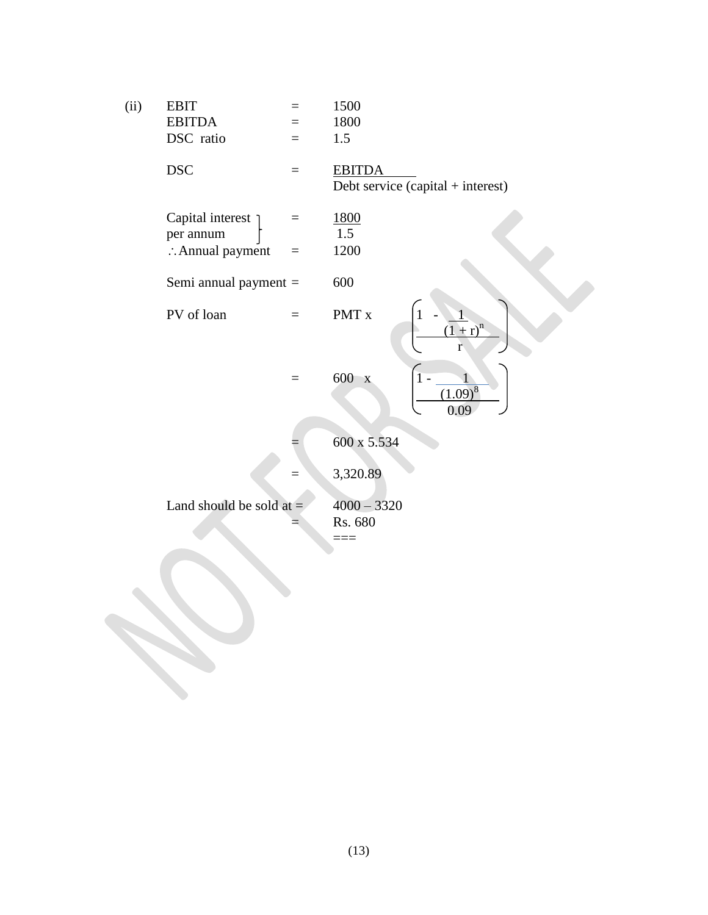(ii)

EBIT = 1500

EBITDA = 1800

DSC ratio = 1.5

$$\text{DSC} = \frac{\text{EBITDA}}{\text{Debt service (capital + interest)}}$$

$$\left.\begin{array}{l}\text{Capital interest}\\ \text{per annum}\end{array}\right\} = \frac{1800}{1.5}$$

$\therefore$ Annual payment = 1200

Semi annual payment = 600

$$\text{PV of loan} = \text{PMT x} \left( \frac{1 - \frac{1}{(1+r)^n}}{r} \right)$$

$$= 600 \text{ x} \left( \frac{1 - \frac{1}{(1.09)^8}}{0.09} \right)$$

$$= 600 \text{ x } 5.534$$

$$= 3{,}320.89$$

Land should be sold at = 4000 – 3320

= Rs. 680

===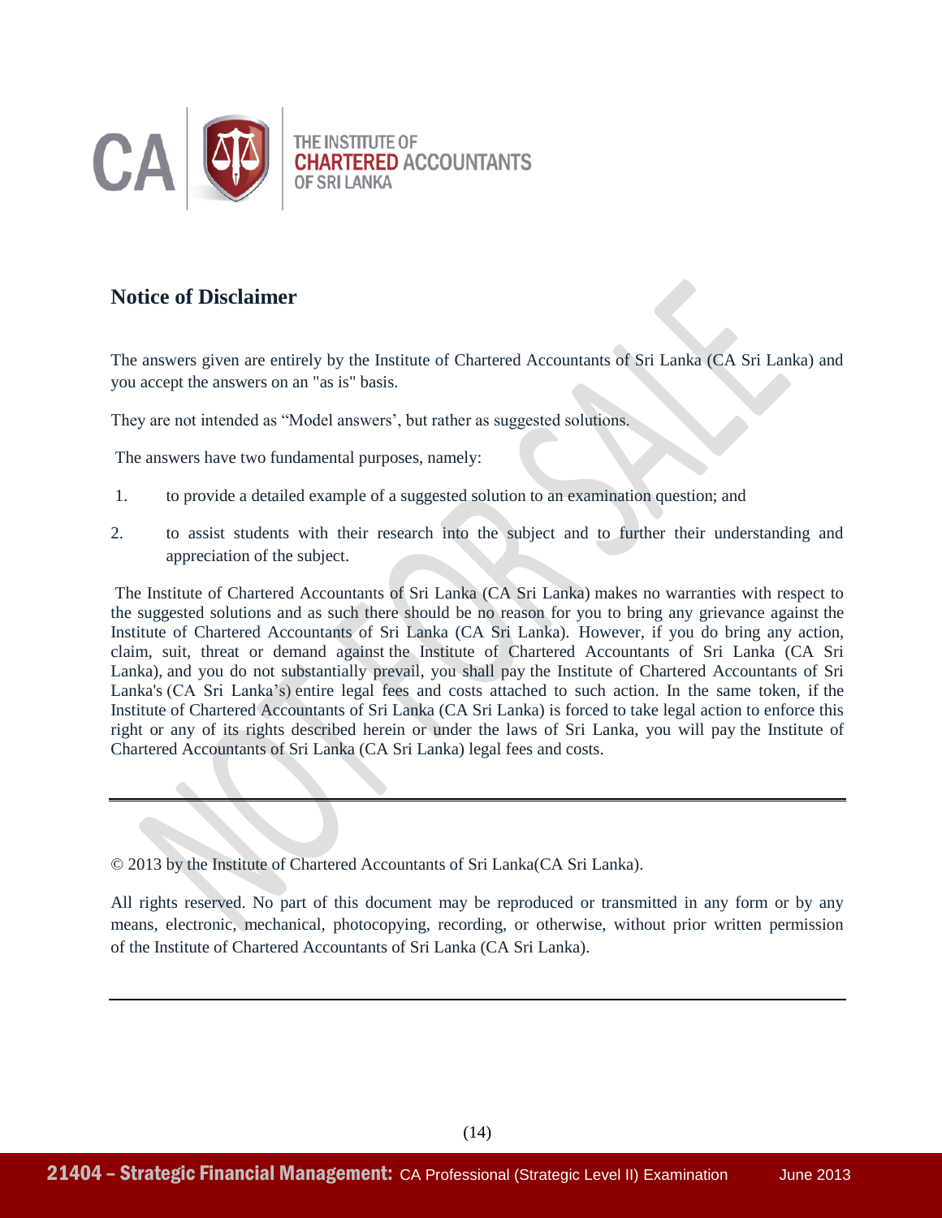THE INSTITUTE OF CHARTERED ACCOUNTANTS OF SRI LANKA

## Notice of Disclaimer

The answers given are entirely by the Institute of Chartered Accountants of Sri Lanka (CA Sri Lanka) and you accept the answers on an "as is" basis.

They are not intended as "Model answers', but rather as suggested solutions.

The answers have two fundamental purposes, namely:

1. to provide a detailed example of a suggested solution to an examination question; and
2. to assist students with their research into the subject and to further their understanding and appreciation of the subject.

The Institute of Chartered Accountants of Sri Lanka (CA Sri Lanka) makes no warranties with respect to the suggested solutions and as such there should be no reason for you to bring any grievance against the Institute of Chartered Accountants of Sri Lanka (CA Sri Lanka). However, if you do bring any action, claim, suit, threat or demand against the Institute of Chartered Accountants of Sri Lanka (CA Sri Lanka), and you do not substantially prevail, you shall pay the Institute of Chartered Accountants of Sri Lanka's (CA Sri Lanka's) entire legal fees and costs attached to such action. In the same token, if the Institute of Chartered Accountants of Sri Lanka (CA Sri Lanka) is forced to take legal action to enforce this right or any of its rights described herein or under the laws of Sri Lanka, you will pay the Institute of Chartered Accountants of Sri Lanka (CA Sri Lanka) legal fees and costs.

---

© 2013 by the Institute of Chartered Accountants of Sri Lanka(CA Sri Lanka).

All rights reserved. No part of this document may be reproduced or transmitted in any form or by any means, electronic, mechanical, photocopying, recording, or otherwise, without prior written permission of the Institute of Chartered Accountants of Sri Lanka (CA Sri Lanka).

---